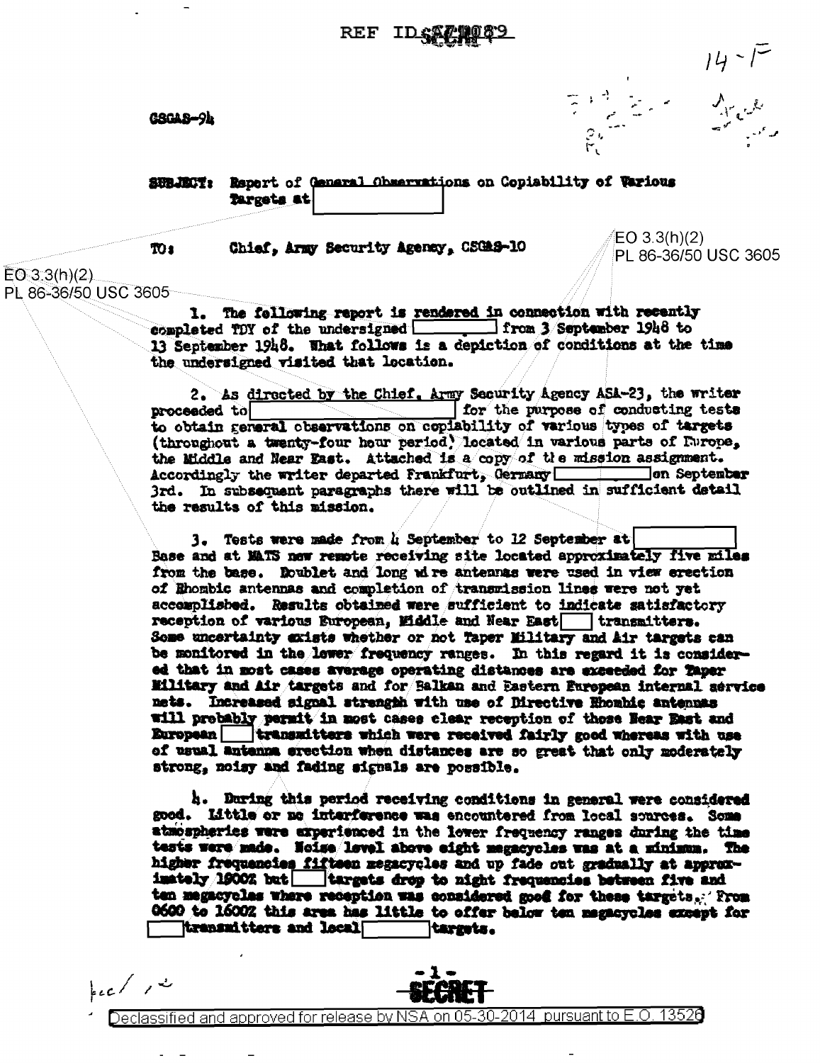REF ID:A70089

14-F

CSGAS-94

**SUBJECT:** Report of General Observations on Copiability of Various Targets at [redacted]

**TO:** Chief, Army Security Agency, CSGAS-10

EO 3.3(h)(2)
PL 86-36/50 USC 3605

1. The following report is rendered in connection with recently completed TDY of the undersigned [redacted] from 3 September 1948 to 13 September 1948. What follows is a depiction of conditions at the time the undersigned visited that location.

2. As directed by the Chief, Army Security Agency ASA-23, the writer proceeded to [redacted] for the purpose of conducting tests to obtain general observations on copiability of various types of targets (throughout a twenty-four hour period) located in various parts of Europe, the Middle and Near East. Attached is a copy of the mission assignment. Accordingly the writer departed Frankfurt, Germany [redacted] on September 3rd. In subsequent paragraphs there will be outlined in sufficient detail the results of this mission.

3. Tests were made from 4 September to 12 September at [redacted] Base and at MATS new remote receiving site located approximately five miles from the base. Doublet and long wire antennas were used in view erection of Rhombic antennas and completion of transmission lines were not yet accomplished. Results obtained were sufficient to indicate satisfactory reception of various European, Middle and Near East [redacted] transmitters. Some uncertainty exists whether or not Taper Military and Air targets can be monitored in the lower frequency ranges. In this regard it is considered that in most cases average operating distances are exceeded for Taper Military and Air targets and for Balkan and Eastern European internal service nets. Increased signal strength with use of Directive Rhombic antennas will probably permit in most cases clear reception of those Near East and European [redacted] transmitters which were received fairly good whereas with use of usual antenna erection when distances are so great that only moderately strong, noisy and fading signals are possible.

4. During this period receiving conditions in general were considered good. Little or no interference was encountered from local sources. Some atmospherics were experienced in the lower frequency ranges during the time tests were made. Noise level above eight megacycles was at a minimum. The higher frequencies fifteen megacycles and up fade out gradually at approximately 1900Z but [redacted] targets drop to night frequencies between five and ten megacycles where reception was considered good for these targets. From 0600 to 1600Z this area has little to offer below ten megacycles except for [redacted] transmitters and local [redacted] targets.

SECRET

Declassified and approved for release by NSA on 05-30-2014 pursuant to E.O. 13526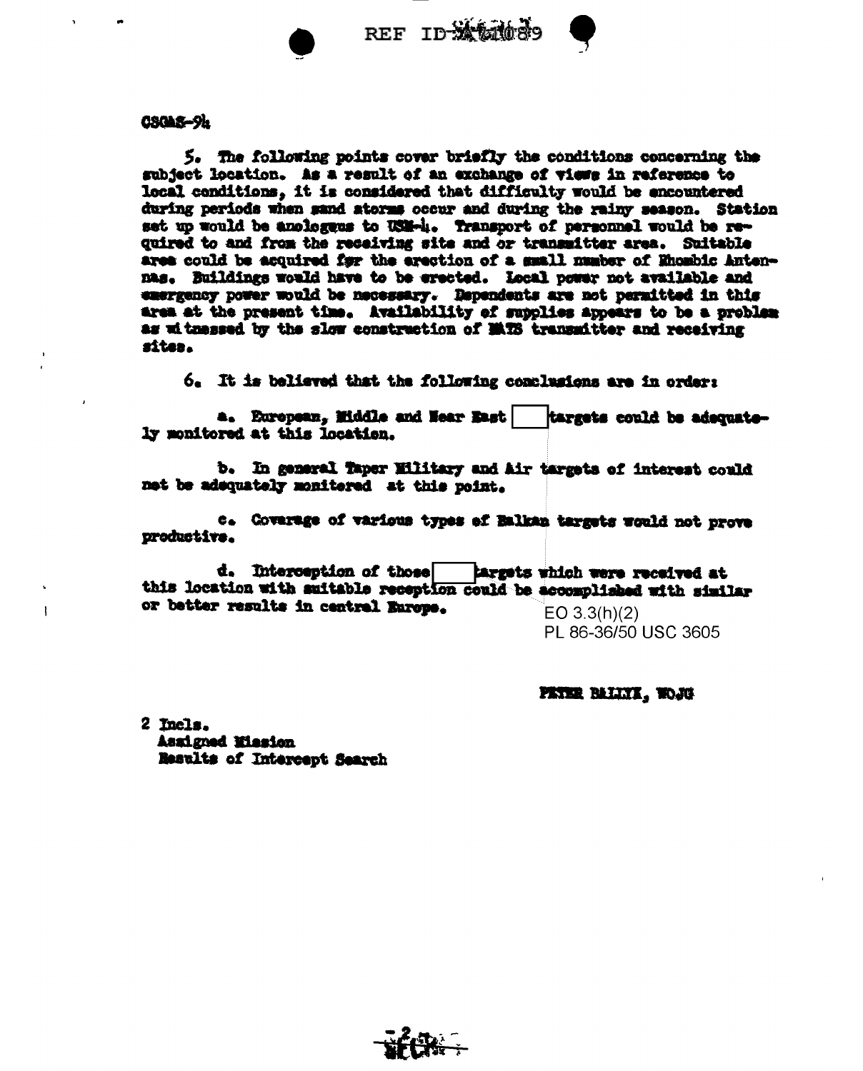CSGAS-94

5. The following points cover briefly the conditions concerning the subject location. As a result of an exchange of views in reference to local conditions, it is considered that difficulty would be encountered during periods when sand storms occur and during the rainy season. Station set up would be analogous to USM-4. Transport of personnel would be required to and from the receiving site and or transmitter area. Suitable area could be acquired for the erection of a small number of Rhombic Antennas. Buildings would have to be erected. Local power not available and emergency power would be necessary. Dependents are not permitted in this area at the present time. Availability of supplies appears to be a problem as witnessed by the slow construction of MATS transmitter and receiving sites.

6. It is believed that the following conclusions are in order:

a. European, Middle and Near East [ ] targets could be adequately monitored at this location.

b. In general Taper Military and Air targets of interest could not be adequately monitored at this point.

c. Coverage of various types of Balkan targets would not prove productive.

d. Interception of those [ ] targets which were received at this location with suitable reception could be accomplished with similar or better results in central Europe.

EO 3.3(h)(2)
PL 86-36/50 USC 3605

PETER BALLYK, WOJG

2 Incls.
Assigned Mission
Results of Intercept Search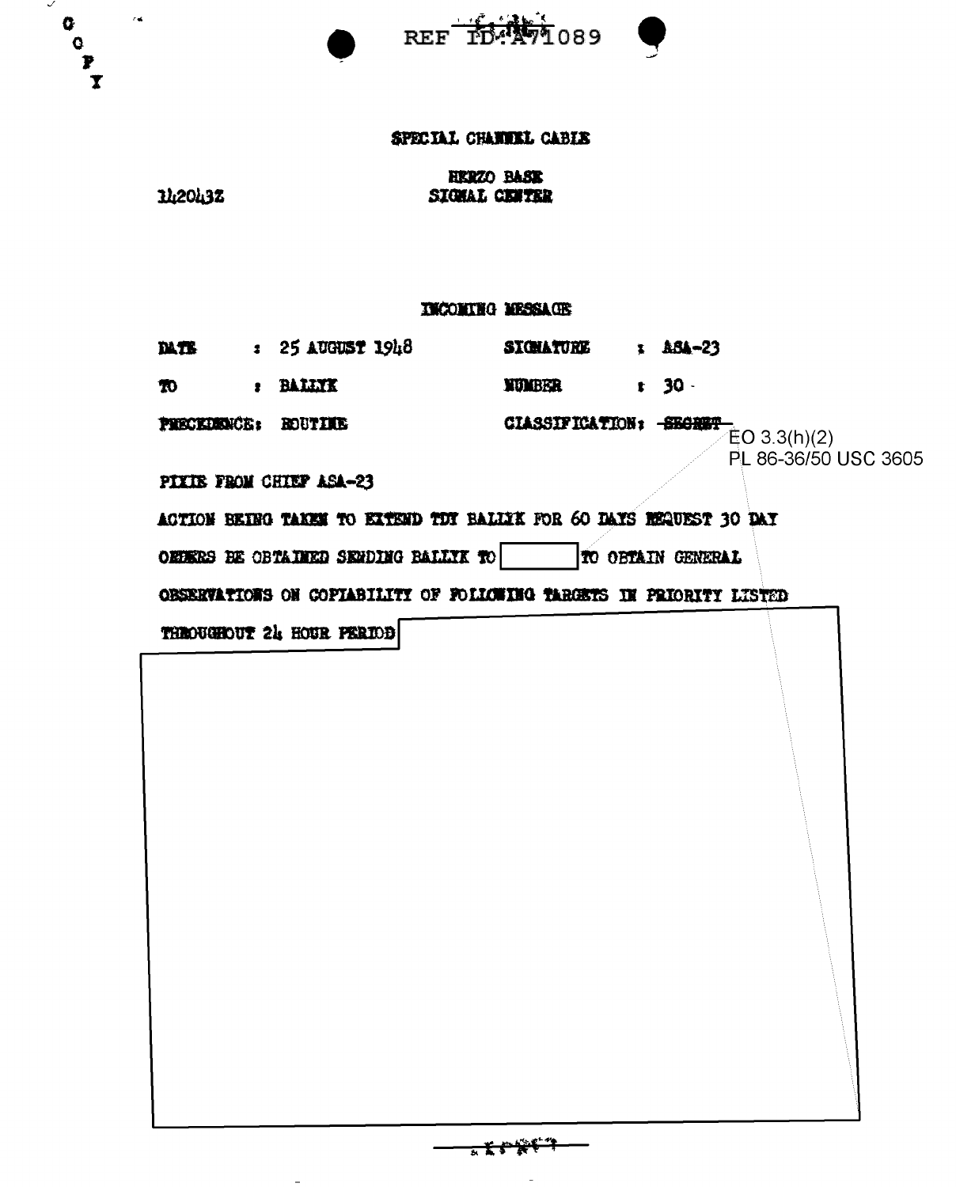COPY

REF ID:A71089

SPECIAL CHANNEL CABLE

142043Z

HERZO BASE
SIGNAL CENTER

INCOMING MESSAGE

| | | | |
|---|---|---|---|
| DATE | : 25 AUGUST 1948 | SIGNATURE | : ASA-23 |
| TO | : BALLYK | NUMBER | : 30 |
| PRECEDENCE: | ROUTINE | CLASSIFICATION: | ~~SECRET~~ |

EO 3.3(h)(2)
PL 86-36/50 USC 3605

PIXIE FROM CHIEF ASA-23

ACTION BEING TAKEN TO EXTEND TDY BALLYK FOR 60 DAYS REQUEST 30 DAY ORDERS BE OBTAINED SENDING BALLYK TO [REDACTED] TO OBTAIN GENERAL OBSERVATIONS ON COPIABILITY OF FOLLOWING TARGETS IN PRIORITY LISTED THROUGHOUT 24 HOUR PERIOD [REDACTED]

~~SECRET~~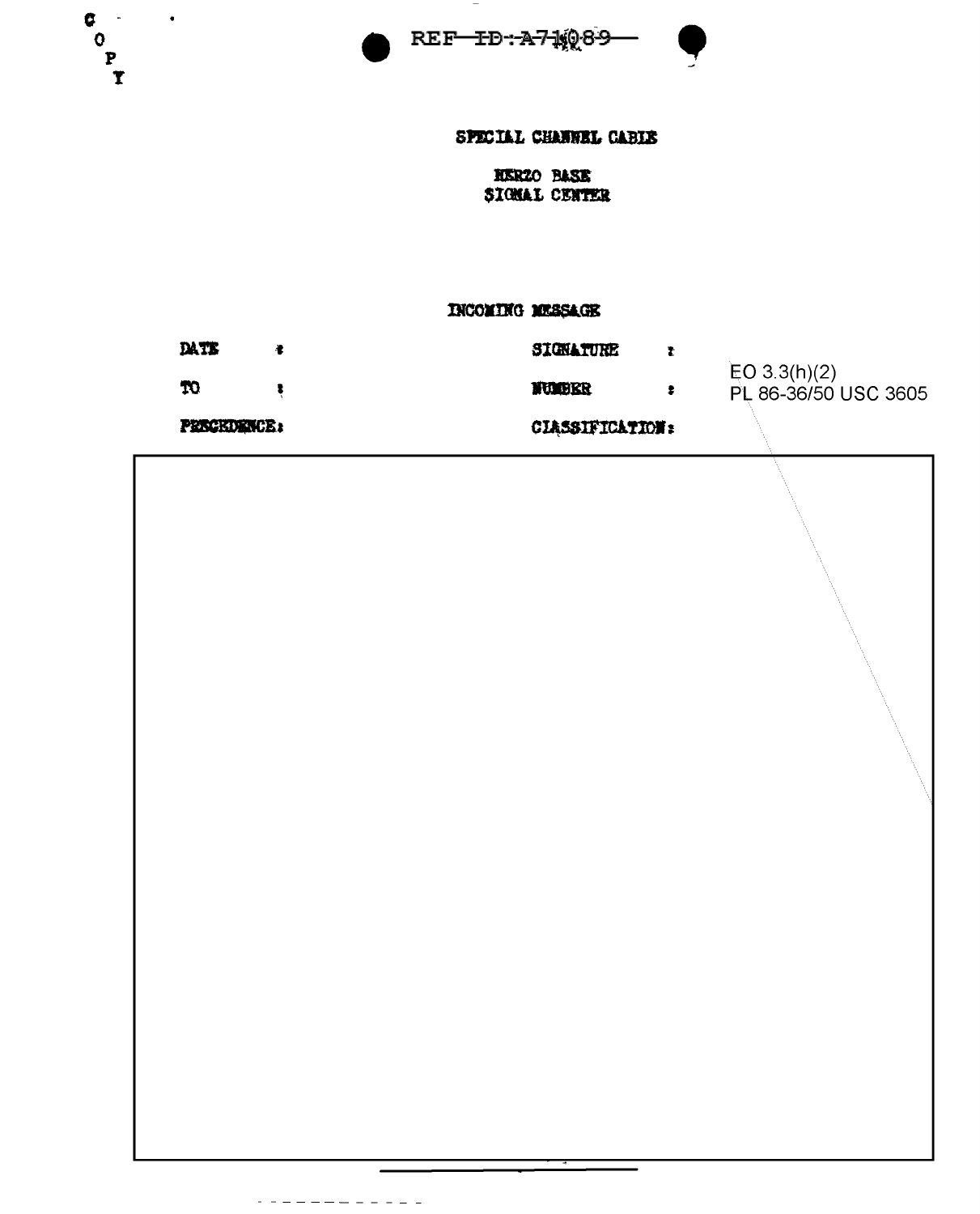C
O
P
Y

REF ID: A71089

SPECIAL CHANNEL CABLE

HERZO BASE
SIGNAL CENTER

INCOMING MESSAGE

DATE :

TO :

PRECEDENCE:

SIGNATURE :

NUMBER :

CLASSIFICATION:

EO 3.3(h)(2)
PL 86-36/50 USC 3605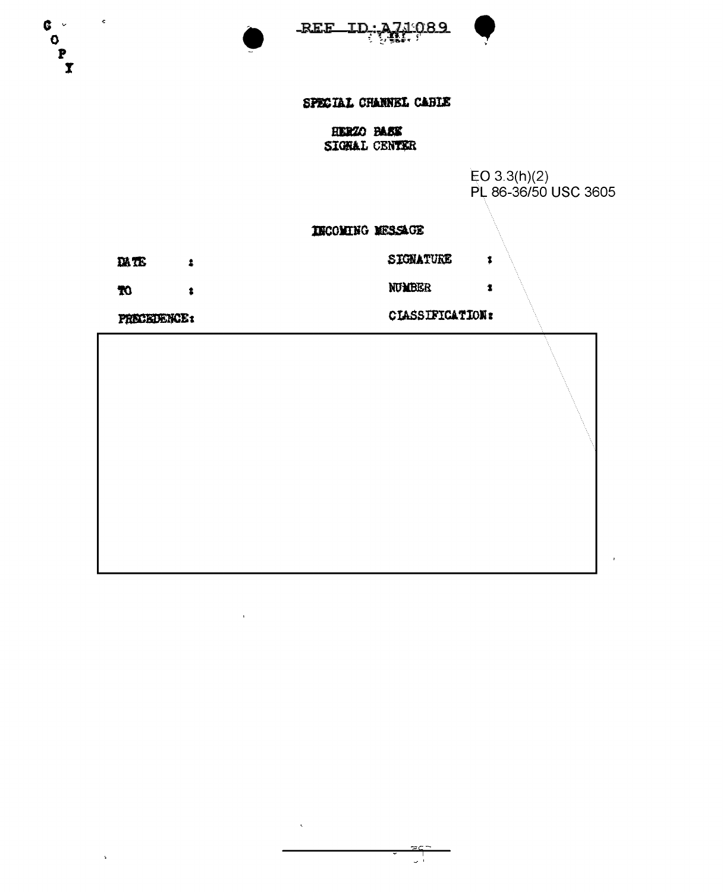COPY

REF ID:A71089

SPECIAL CHANNEL CABLE

HERZO BASE
SIGNAL CENTER

EO 3.3(h)(2)
PL 86-36/50 USC 3605

INCOMING MESSAGE

DATE :

SIGNATURE :

TO :

NUMBER :

PRECEDENCE:

CLASSIFICATION: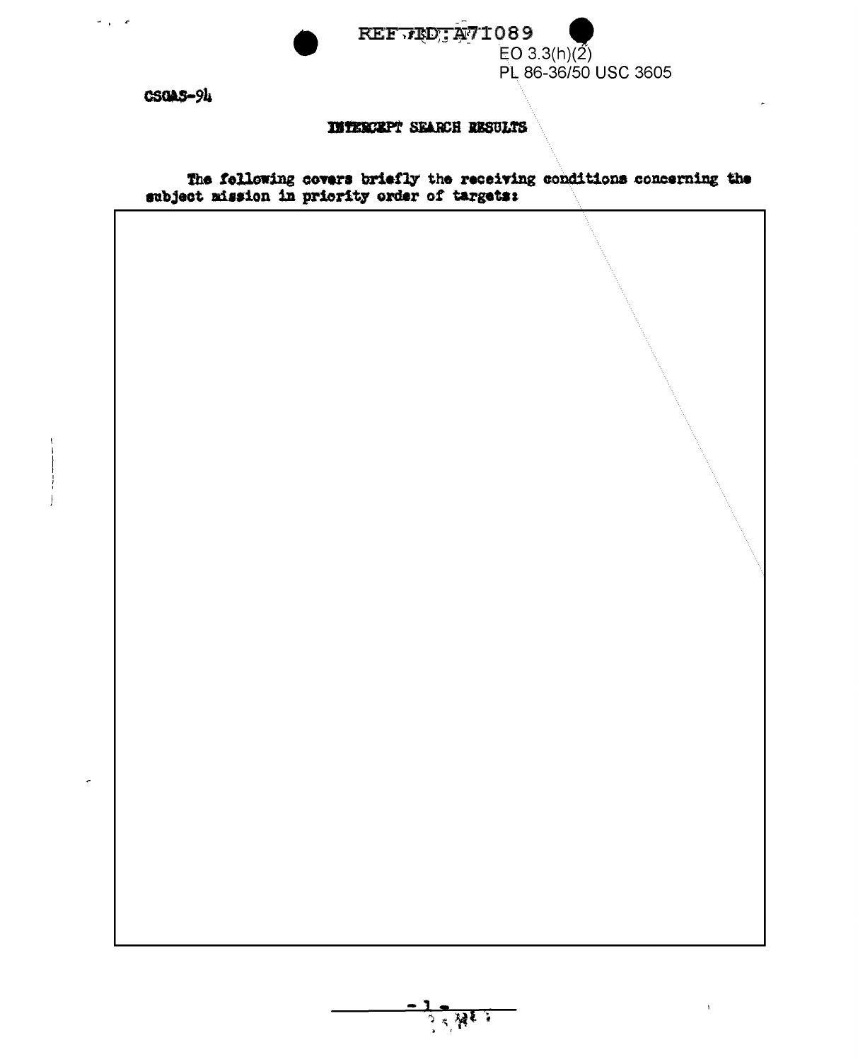CSGAS-94

## INTERCEPT SEARCH RESULTS

The following covers briefly the receiving conditions concerning the subject mission in priority order of targets: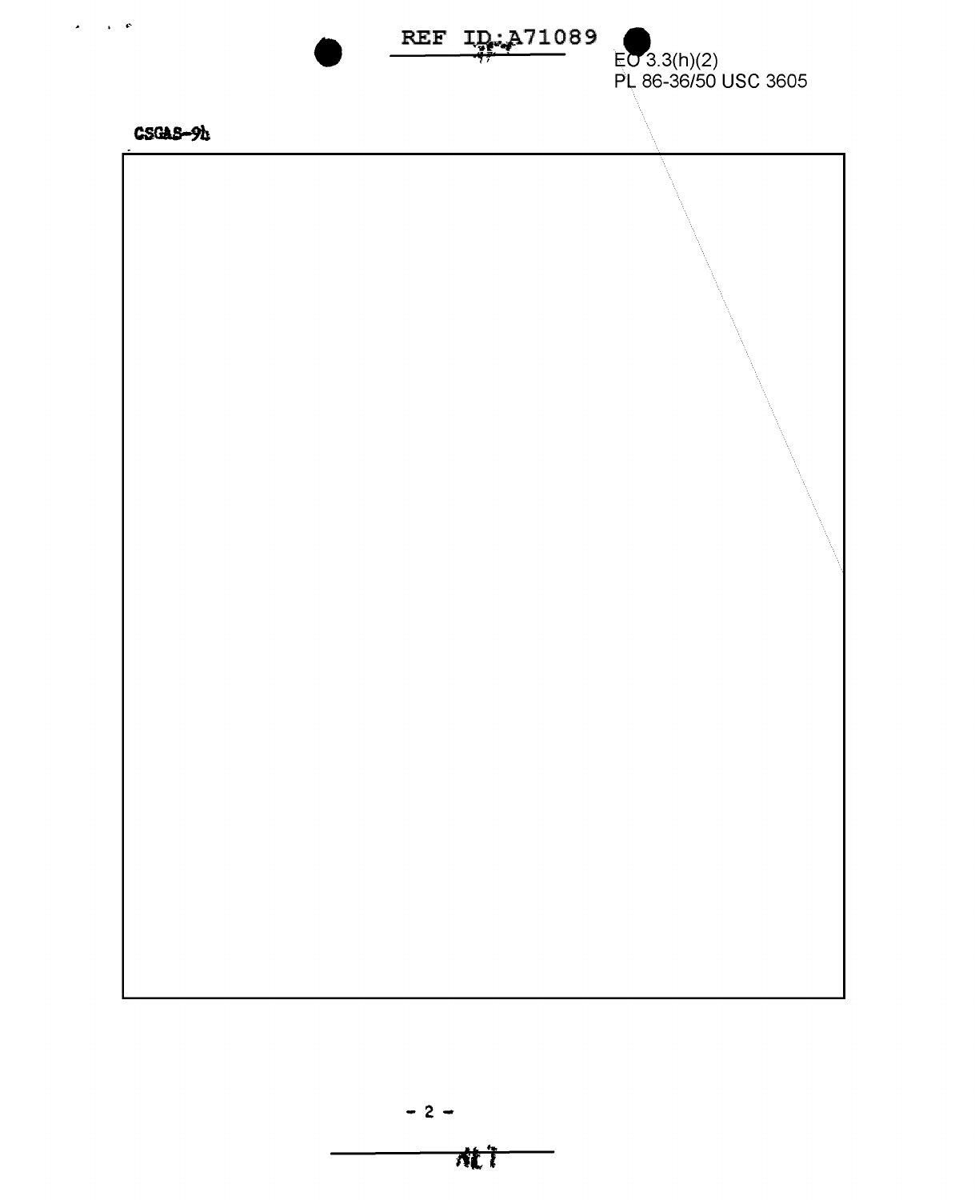EO 3.3(h)(2)
PL 86-36/50 USC 3605

CSGAS-9b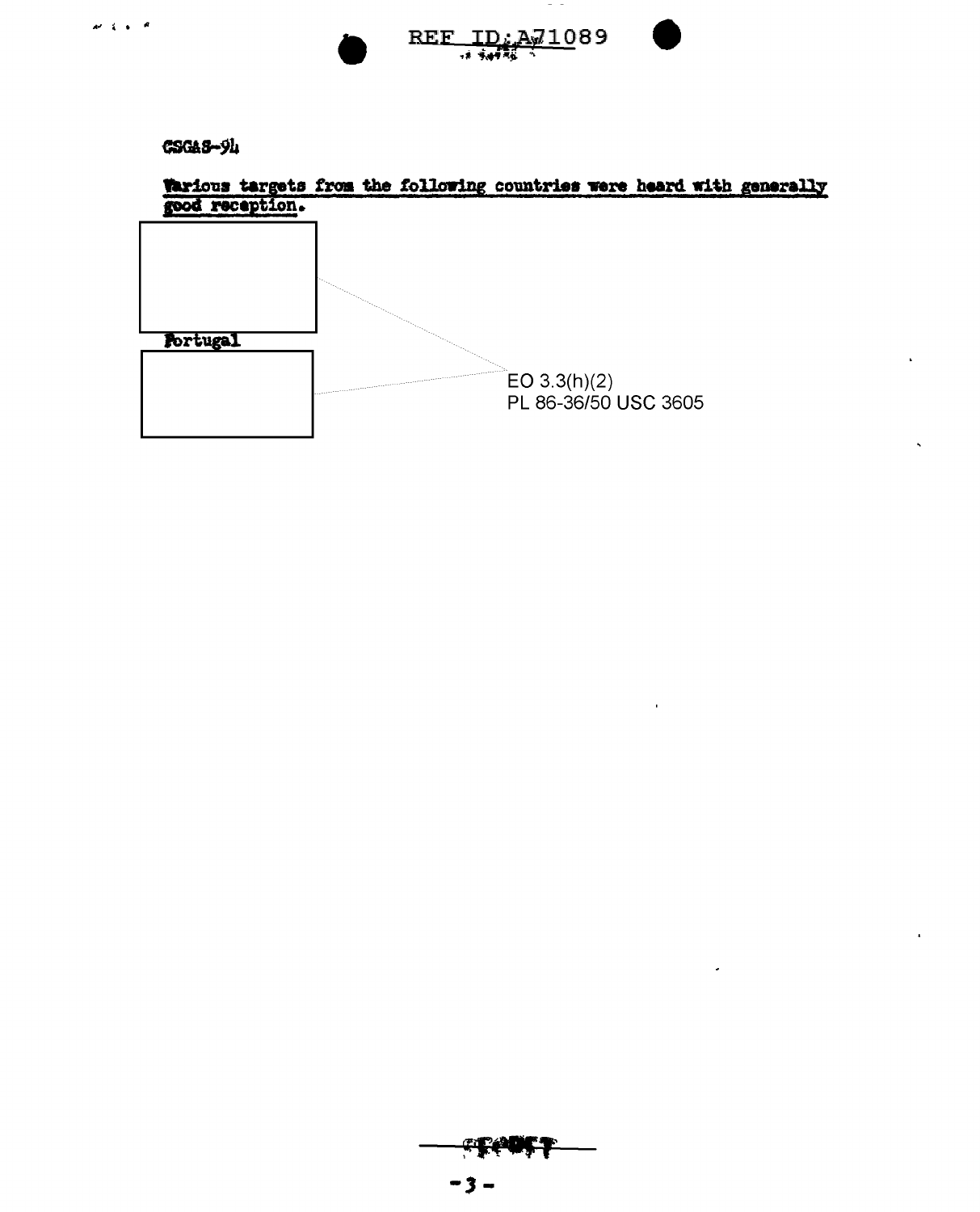CSGAS-94

**Various targets from the following countries were heard with generally good reception.**

Portugal

EO 3.3(h)(2)
PL 86-36/50 USC 3605